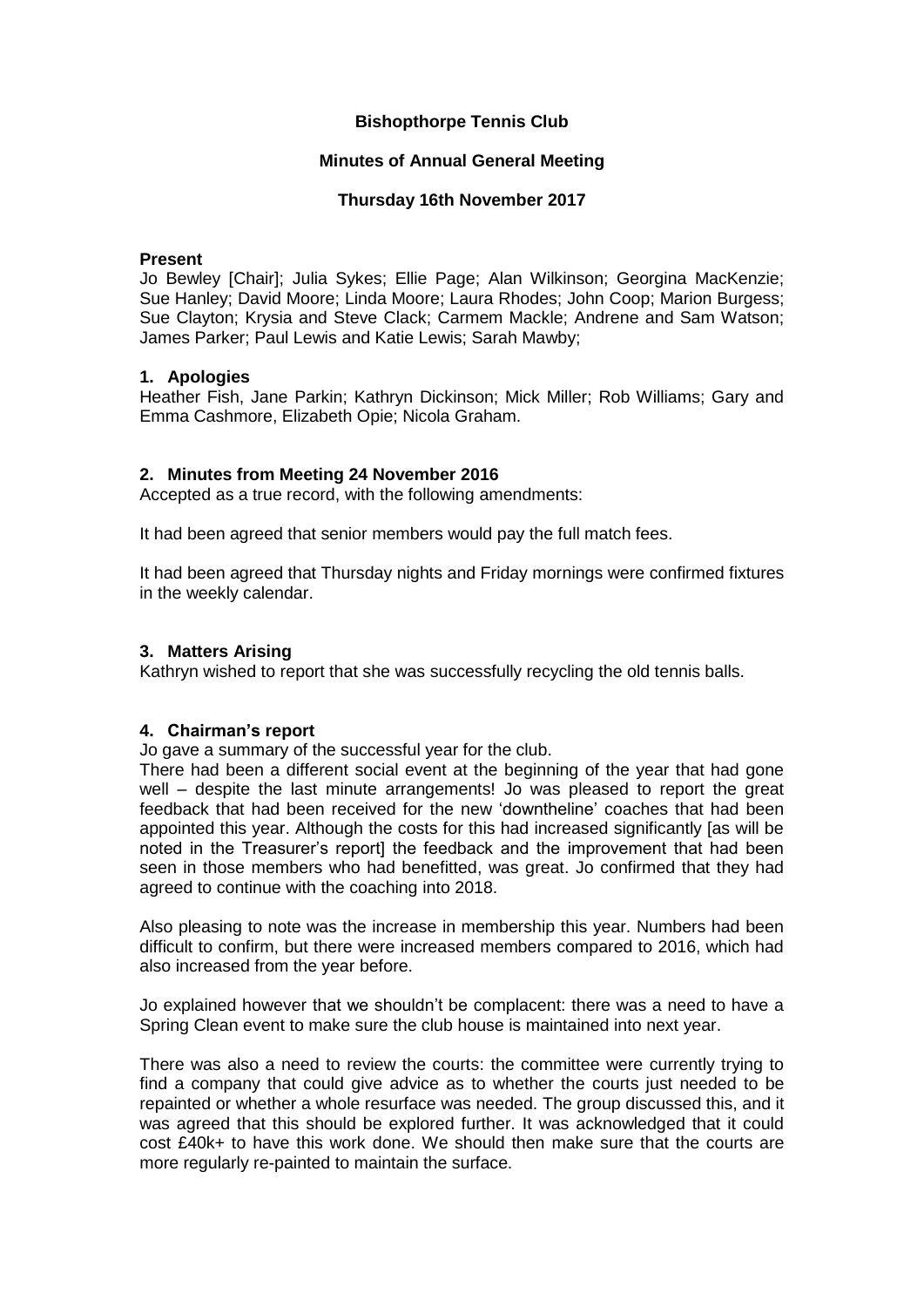**Bishopthorpe Tennis Club**

**Minutes of Annual General Meeting**

**Thursday 16th November 2017**

**Present**

Jo Bewley [Chair]; Julia Sykes; Ellie Page; Alan Wilkinson; Georgina MacKenzie; Sue Hanley; David Moore; Linda Moore; Laura Rhodes; John Coop; Marion Burgess; Sue Clayton; Krysia and Steve Clack; Carmem Mackle; Andrene and Sam Watson; James Parker; Paul Lewis and Katie Lewis; Sarah Mawby;

**1. Apologies**

Heather Fish, Jane Parkin; Kathryn Dickinson; Mick Miller; Rob Williams; Gary and Emma Cashmore, Elizabeth Opie; Nicola Graham.

**2. Minutes from Meeting 24 November 2016**

Accepted as a true record, with the following amendments:

It had been agreed that senior members would pay the full match fees.

It had been agreed that Thursday nights and Friday mornings were confirmed fixtures in the weekly calendar.

**3. Matters Arising**

Kathryn wished to report that she was successfully recycling the old tennis balls.

**4. Chairman's report**

Jo gave a summary of the successful year for the club.

There had been a different social event at the beginning of the year that had gone well – despite the last minute arrangements! Jo was pleased to report the great feedback that had been received for the new 'downtheline' coaches that had been appointed this year. Although the costs for this had increased significantly [as will be noted in the Treasurer's report] the feedback and the improvement that had been seen in those members who had benefitted, was great. Jo confirmed that they had agreed to continue with the coaching into 2018.

Also pleasing to note was the increase in membership this year. Numbers had been difficult to confirm, but there were increased members compared to 2016, which had also increased from the year before.

Jo explained however that we shouldn't be complacent: there was a need to have a Spring Clean event to make sure the club house is maintained into next year.

There was also a need to review the courts: the committee were currently trying to find a company that could give advice as to whether the courts just needed to be repainted or whether a whole resurface was needed. The group discussed this, and it was agreed that this should be explored further. It was acknowledged that it could cost £40k+ to have this work done. We should then make sure that the courts are more regularly re-painted to maintain the surface.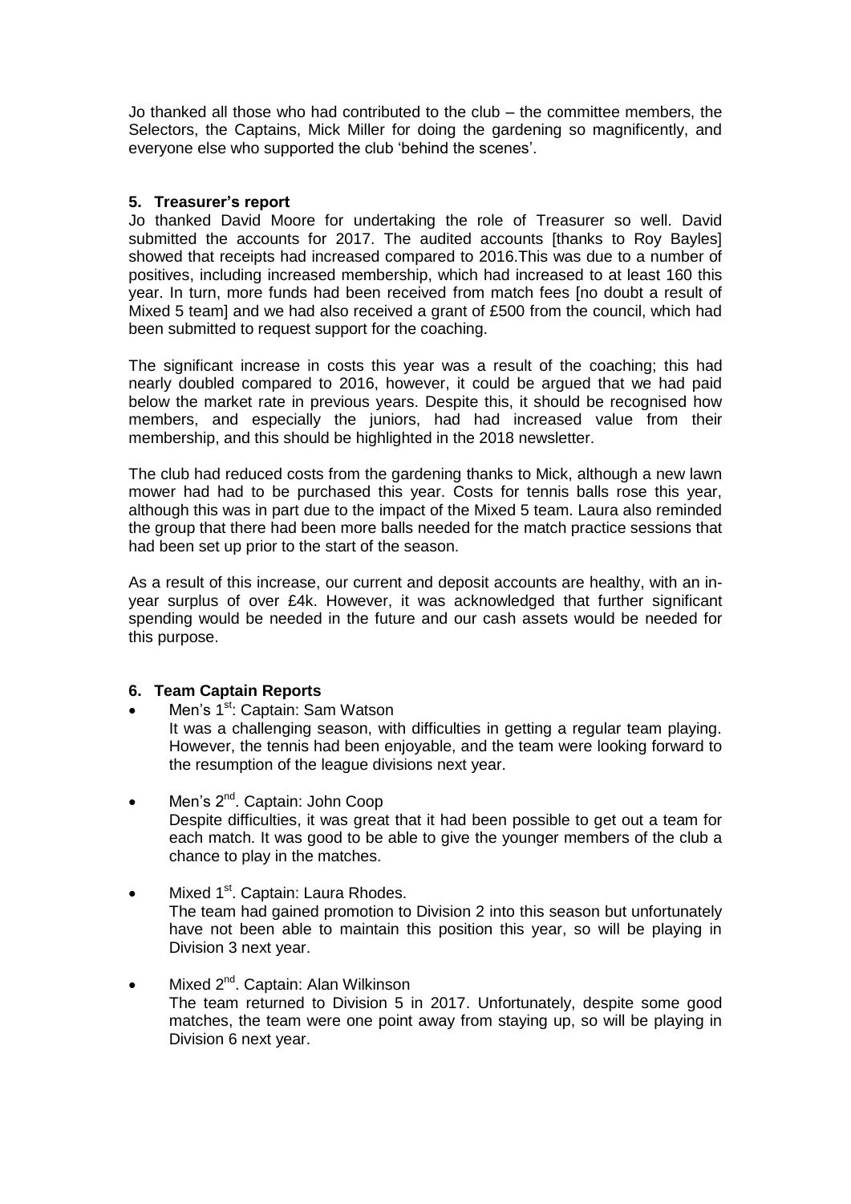Jo thanked all those who had contributed to the club – the committee members, the Selectors, the Captains, Mick Miller for doing the gardening so magnificently, and everyone else who supported the club 'behind the scenes'.

## 5. Treasurer's report

Jo thanked David Moore for undertaking the role of Treasurer so well. David submitted the accounts for 2017. The audited accounts [thanks to Roy Bayles] showed that receipts had increased compared to 2016.This was due to a number of positives, including increased membership, which had increased to at least 160 this year. In turn, more funds had been received from match fees [no doubt a result of Mixed 5 team] and we had also received a grant of £500 from the council, which had been submitted to request support for the coaching.

The significant increase in costs this year was a result of the coaching; this had nearly doubled compared to 2016, however, it could be argued that we had paid below the market rate in previous years. Despite this, it should be recognised how members, and especially the juniors, had had increased value from their membership, and this should be highlighted in the 2018 newsletter.

The club had reduced costs from the gardening thanks to Mick, although a new lawn mower had had to be purchased this year. Costs for tennis balls rose this year, although this was in part due to the impact of the Mixed 5 team. Laura also reminded the group that there had been more balls needed for the match practice sessions that had been set up prior to the start of the season.

As a result of this increase, our current and deposit accounts are healthy, with an in-year surplus of over £4k. However, it was acknowledged that further significant spending would be needed in the future and our cash assets would be needed for this purpose.

## 6. Team Captain Reports

- Men's 1st: Captain: Sam Watson
  It was a challenging season, with difficulties in getting a regular team playing. However, the tennis had been enjoyable, and the team were looking forward to the resumption of the league divisions next year.

- Men's 2nd. Captain: John Coop
  Despite difficulties, it was great that it had been possible to get out a team for each match. It was good to be able to give the younger members of the club a chance to play in the matches.

- Mixed 1st. Captain: Laura Rhodes.
  The team had gained promotion to Division 2 into this season but unfortunately have not been able to maintain this position this year, so will be playing in Division 3 next year.

- Mixed 2nd. Captain: Alan Wilkinson
  The team returned to Division 5 in 2017. Unfortunately, despite some good matches, the team were one point away from staying up, so will be playing in Division 6 next year.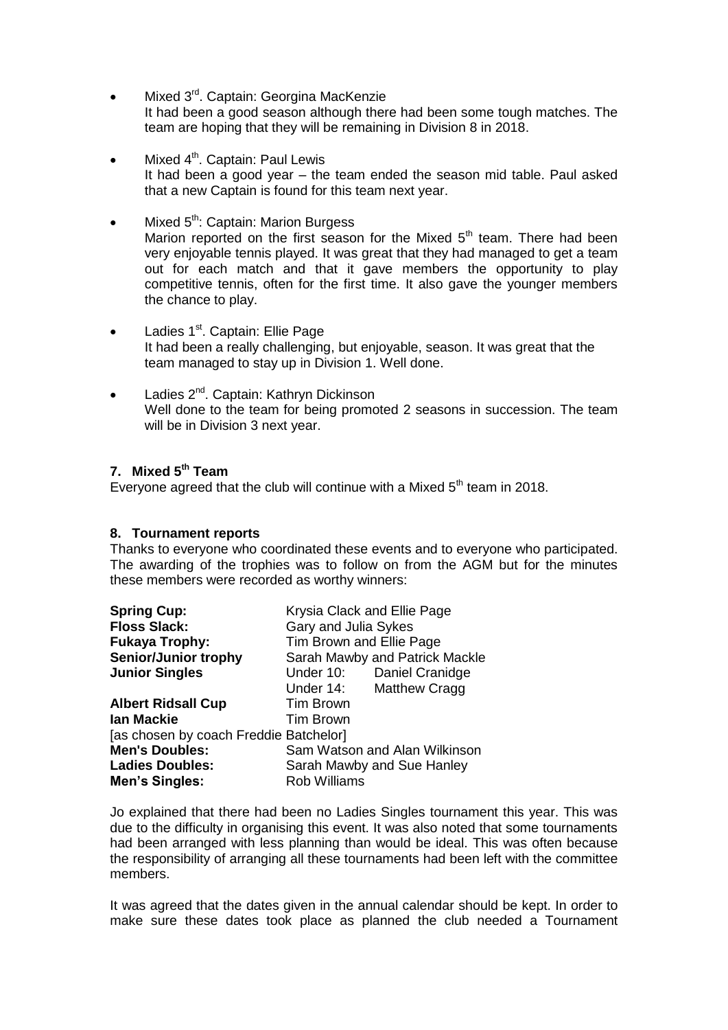- Mixed 3rd. Captain: Georgina MacKenzie
  It had been a good season although there had been some tough matches. The team are hoping that they will be remaining in Division 8 in 2018.

- Mixed 4th. Captain: Paul Lewis
  It had been a good year – the team ended the season mid table. Paul asked that a new Captain is found for this team next year.

- Mixed 5th: Captain: Marion Burgess
  Marion reported on the first season for the Mixed 5th team. There had been very enjoyable tennis played. It was great that they had managed to get a team out for each match and that it gave members the opportunity to play competitive tennis, often for the first time. It also gave the younger members the chance to play.

- Ladies 1st. Captain: Ellie Page
  It had been a really challenging, but enjoyable, season. It was great that the team managed to stay up in Division 1. Well done.

- Ladies 2nd. Captain: Kathryn Dickinson
  Well done to the team for being promoted 2 seasons in succession. The team will be in Division 3 next year.

**7. Mixed 5th Team**

Everyone agreed that the club will continue with a Mixed 5th team in 2018.

**8. Tournament reports**

Thanks to everyone who coordinated these events and to everyone who participated. The awarding of the trophies was to follow on from the AGM but for the minutes these members were recorded as worthy winners:

| | | |
|---|---|---|
| **Spring Cup:** | Krysia Clack and Ellie Page | |
| **Floss Slack:** | Gary and Julia Sykes | |
| **Fukaya Trophy:** | Tim Brown and Ellie Page | |
| **Senior/Junior trophy** | Sarah Mawby and Patrick Mackle | |
| **Junior Singles** | Under 10: | Daniel Cranidge |
| | Under 14: | Matthew Cragg |
| **Albert Ridsall Cup** | Tim Brown | |
| **Ian Mackie** | Tim Brown | |
| [as chosen by coach Freddie Batchelor] | | |
| **Men's Doubles:** | Sam Watson and Alan Wilkinson | |
| **Ladies Doubles:** | Sarah Mawby and Sue Hanley | |
| **Men's Singles:** | Rob Williams | |

Jo explained that there had been no Ladies Singles tournament this year. This was due to the difficulty in organising this event. It was also noted that some tournaments had been arranged with less planning than would be ideal. This was often because the responsibility of arranging all these tournaments had been left with the committee members.

It was agreed that the dates given in the annual calendar should be kept. In order to make sure these dates took place as planned the club needed a Tournament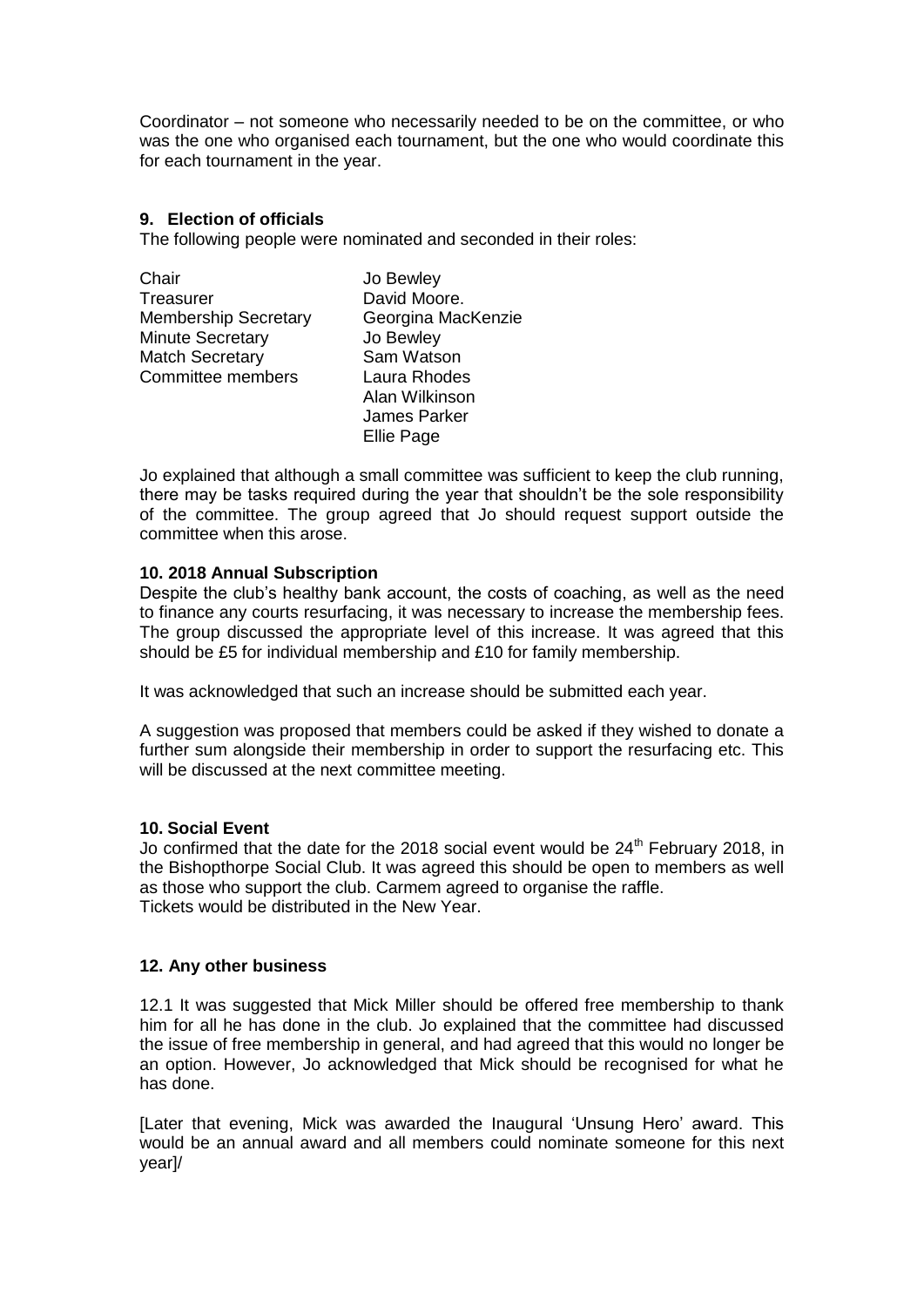Coordinator – not someone who necessarily needed to be on the committee, or who was the one who organised each tournament, but the one who would coordinate this for each tournament in the year.

### 9. Election of officials

The following people were nominated and seconded in their roles:

| | |
|---|---|
| Chair | Jo Bewley |
| Treasurer | David Moore. |
| Membership Secretary | Georgina MacKenzie |
| Minute Secretary | Jo Bewley |
| Match Secretary | Sam Watson |
| Committee members | Laura Rhodes |
| | Alan Wilkinson |
| | James Parker |
| | Ellie Page |

Jo explained that although a small committee was sufficient to keep the club running, there may be tasks required during the year that shouldn't be the sole responsibility of the committee. The group agreed that Jo should request support outside the committee when this arose.

### 10. 2018 Annual Subscription

Despite the club's healthy bank account, the costs of coaching, as well as the need to finance any courts resurfacing, it was necessary to increase the membership fees. The group discussed the appropriate level of this increase. It was agreed that this should be £5 for individual membership and £10 for family membership.

It was acknowledged that such an increase should be submitted each year.

A suggestion was proposed that members could be asked if they wished to donate a further sum alongside their membership in order to support the resurfacing etc. This will be discussed at the next committee meeting.

### 10. Social Event

Jo confirmed that the date for the 2018 social event would be 24th February 2018, in the Bishopthorpe Social Club. It was agreed this should be open to members as well as those who support the club. Carmem agreed to organise the raffle.
Tickets would be distributed in the New Year.

### 12. Any other business

12.1 It was suggested that Mick Miller should be offered free membership to thank him for all he has done in the club. Jo explained that the committee had discussed the issue of free membership in general, and had agreed that this would no longer be an option. However, Jo acknowledged that Mick should be recognised for what he has done.

[Later that evening, Mick was awarded the Inaugural 'Unsung Hero' award. This would be an annual award and all members could nominate someone for this next year]/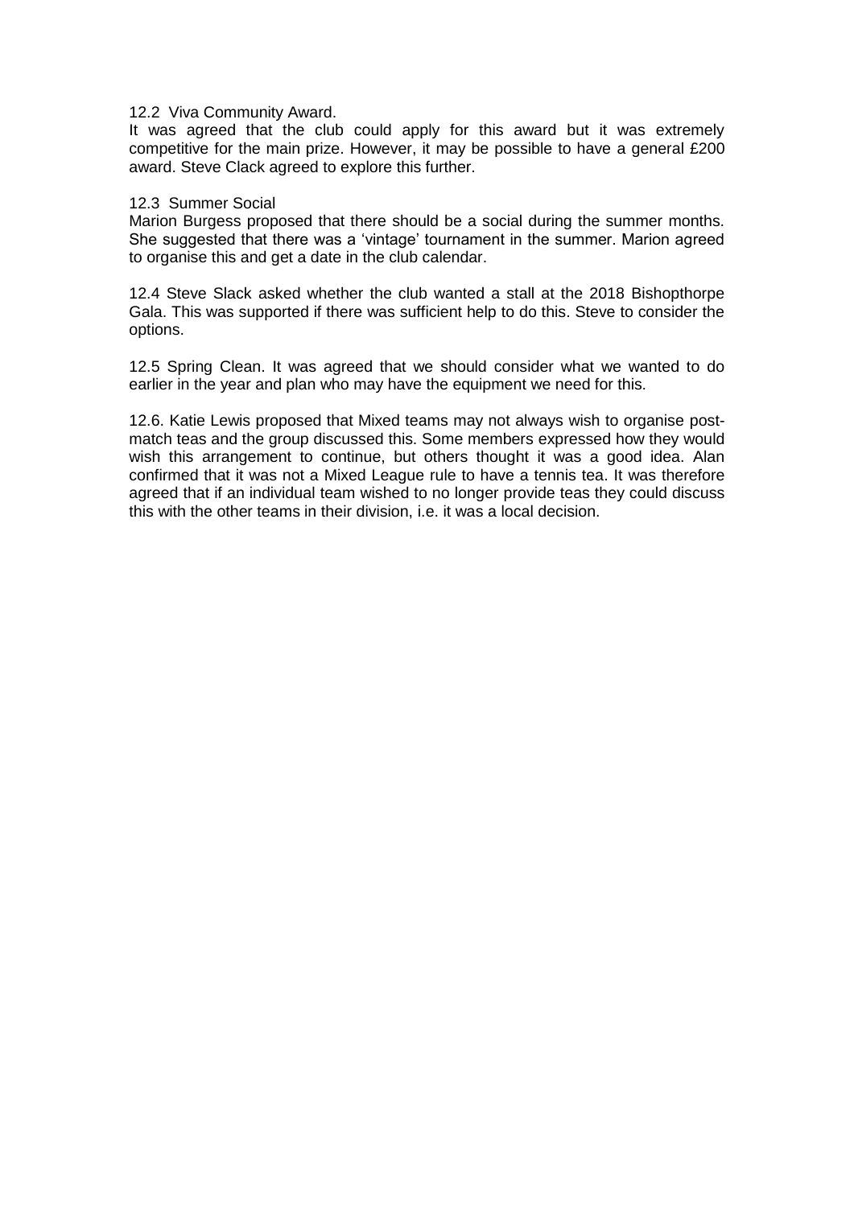12.2 Viva Community Award.

It was agreed that the club could apply for this award but it was extremely competitive for the main prize. However, it may be possible to have a general £200 award. Steve Clack agreed to explore this further.

12.3 Summer Social

Marion Burgess proposed that there should be a social during the summer months. She suggested that there was a 'vintage' tournament in the summer. Marion agreed to organise this and get a date in the club calendar.

12.4 Steve Slack asked whether the club wanted a stall at the 2018 Bishopthorpe Gala. This was supported if there was sufficient help to do this. Steve to consider the options.

12.5 Spring Clean. It was agreed that we should consider what we wanted to do earlier in the year and plan who may have the equipment we need for this.

12.6. Katie Lewis proposed that Mixed teams may not always wish to organise post-match teas and the group discussed this. Some members expressed how they would wish this arrangement to continue, but others thought it was a good idea. Alan confirmed that it was not a Mixed League rule to have a tennis tea. It was therefore agreed that if an individual team wished to no longer provide teas they could discuss this with the other teams in their division, i.e. it was a local decision.